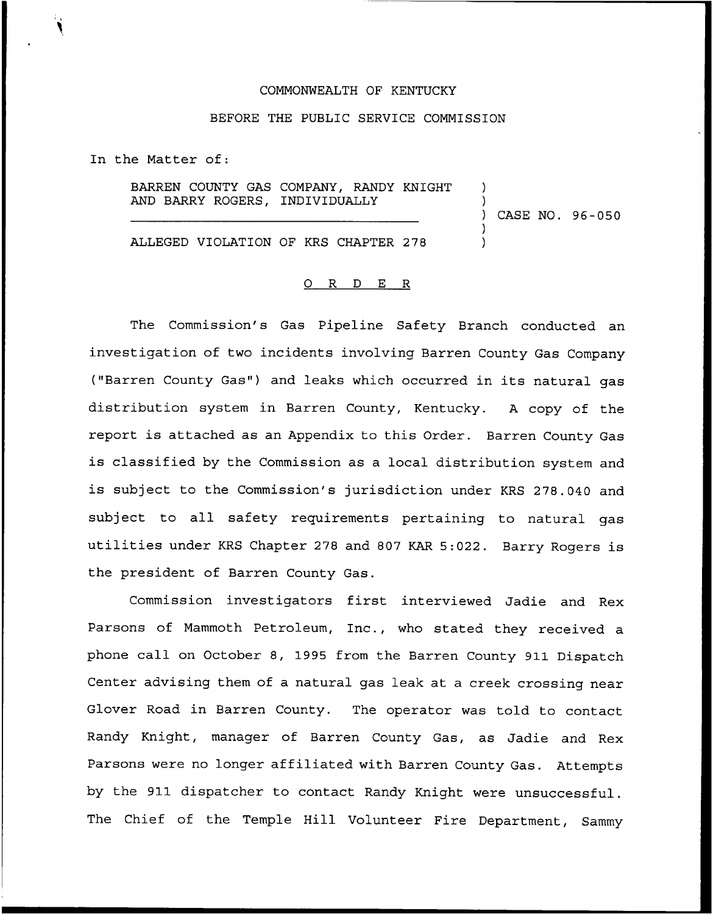COMMONWEALTH OF KENTUCKY

BEFORE THE PUBLIC SERVICE COMMISSION

In the Matter of:

BARREN COUNTY GAS COMPANY, RANDY KNIGHT AND BARRY ROGERS, INDIVIDUALLY ) CASE NO. 96-050

ALLEGED VIOLATION OF KRS CHAPTER 278

O R D E R

The Commission's Gas Pipeline Safety Branch conducted an investigation of two incidents involving Barren County Gas Company ("Barren County Gas") and leaks which occurred in its natural gas distribution system in Barren County, Kentucky. A copy of the report is attached as an Appendix to this Order. Barren County Gas is classified by the Commission as a local distribution system and is subject to the Commission's jurisdiction under KRS 278.040 and subject to all safety requirements pertaining to natural gas utilities under KRS Chapter 278 and 807 KAR 5:022. Barry Rogers is the president of Barren County Gas.

Commission investigators first interviewed Jadie and Rex Parsons of Mammoth Petroleum, Inc., who stated they received a phone call on October 8, 1995 from the Barren County 911 Dispatch Center advising them of a natural gas leak at a creek crossing near Glover Road in Barren County. The operator was told to contact Randy Knight, manager of Barren County Gas, as Jadie and Rex Parsons were no longer affiliated with Barren County Gas. Attempts by the 911 dispatcher to contact Randy Knight were unsuccessful. The Chief of the Temple Hill Volunteer Fire Department, Sammy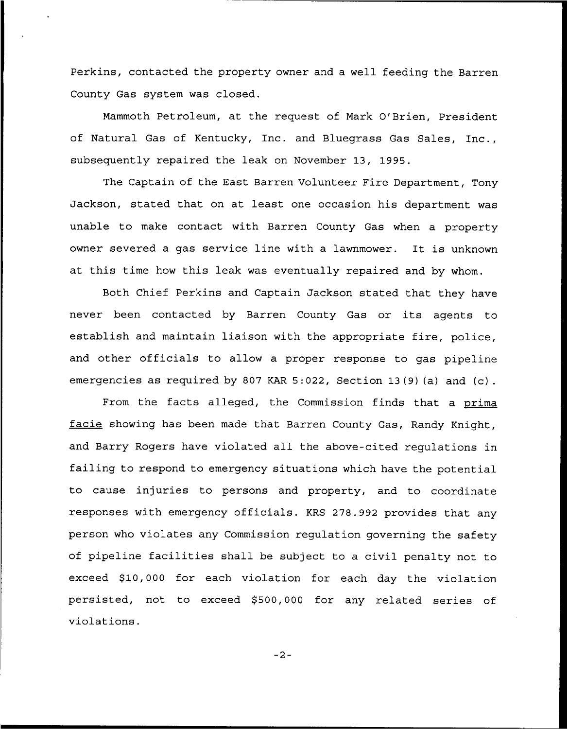Perkins, contacted the property owner and a well feeding the Barren County Gas system was closed.

Mammoth Petroleum, at the request of Mark O'Brien, President of Natural Gas of Kentucky, Inc. and Bluegrass Gas Sales, Inc., subsequently repaired the leak on November 13, 1995.

The Captain of the East Barren Volunteer Fire Department, Tony Jackson, stated that on at least one occasion his department was unable to make contact with Barren County Gas when a property owner severed a gas service line with a lawnmower. It is unknown at this time how this leak was eventually repaired and by whom.

Both Chief Perkins and Captain Jackson stated that they have never been contacted by Barren County Gas or its agents to establish and maintain liaison with the appropriate fire, police, and other officials to allow a proper response to gas pipeline emergencies as required by 807 KAR 5:022, Section 13(9)(a) and (c).

From the facts alleged, the Commission finds that a prima facie showing has been made that Barren County Gas, Randy Knight, and Barry Rogers have violated all the above-cited regulations in failing to respond to emergency situations which have the potential to cause injuries to persons and property, and to coordinate responses with emergency officials. KRS 278.992 provides that any person who violates any Commission regulation governing the safety of pipeline facilities shall be subject to a civil penalty not to exceed $10,000 for each violation for each day the violation persisted, not to exceed $500,000 for any related series of violations.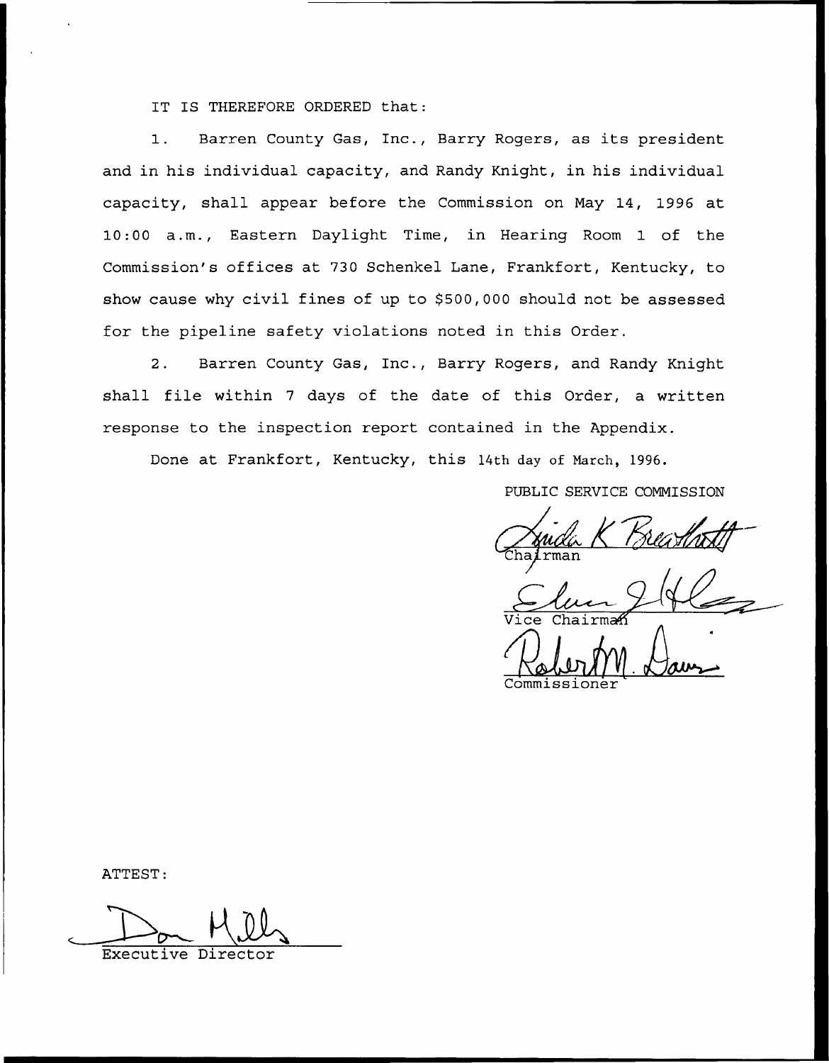IT IS THEREFORE ORDERED that:

1. Barren County Gas, Inc., Barry Rogers, as its president and in his individual capacity, and Randy Knight, in his individual capacity, shall appear before the Commission on May 14, 1996 at 10:00 a.m., Eastern Daylight Time, in Hearing Room 1 of the Commission's offices at 730 Schenkel Lane, Frankfort, Kentucky, to show cause why civil fines of up to $500,000 should not be assessed for the pipeline safety violations noted in this Order.

2. Barren County Gas, Inc., Barry Rogers, and Randy Knight shall file within 7 days of the date of this Order, a written response to the inspection report contained in the Appendix.

Done at Frankfort, Kentucky, this 14th day of March, 1996.

PUBLIC SERVICE COMMISSION

Chairman

Vice Chairman

Commissioner

ATTEST:

Executive Director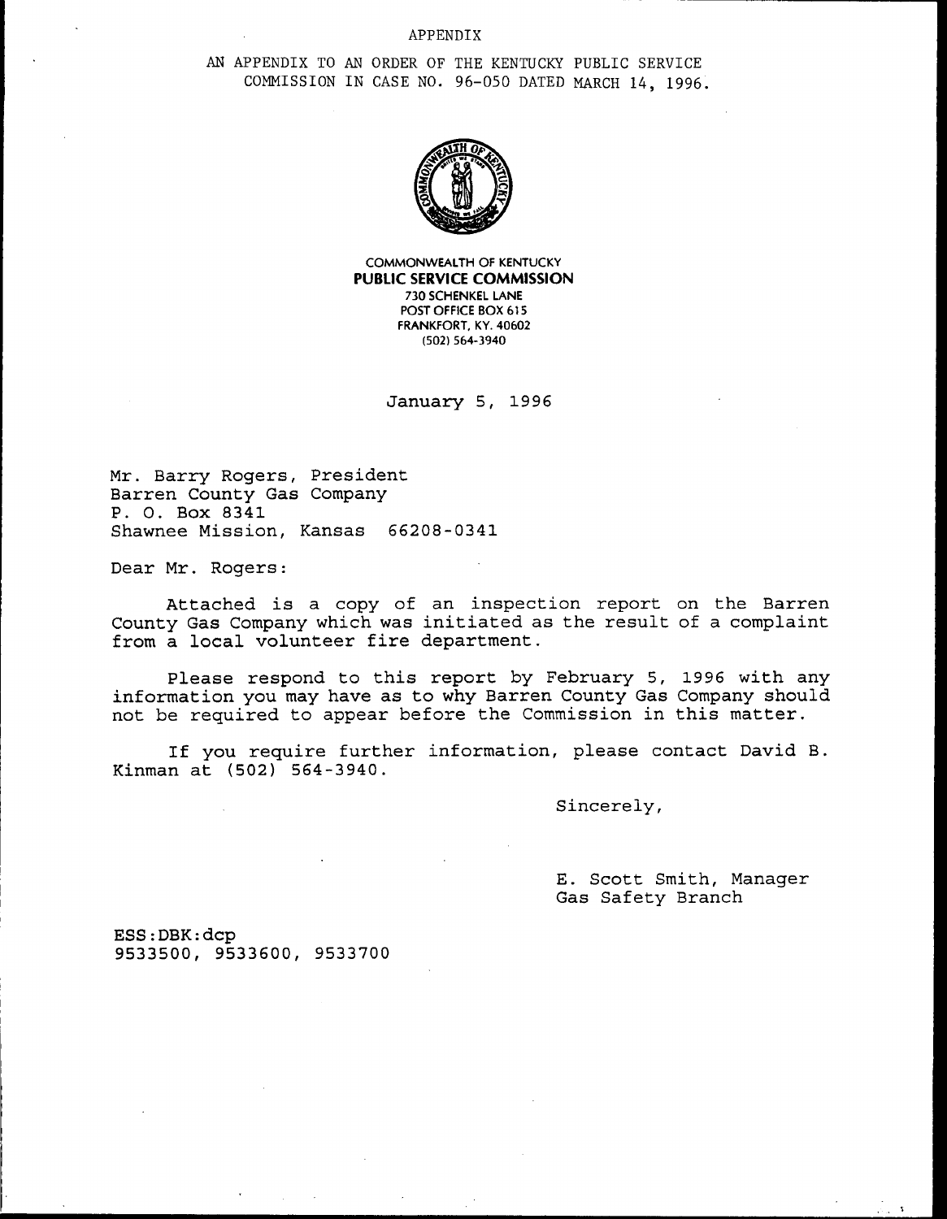APPENDIX

AN APPENDIX TO AN ORDER OF THE KENTUCKY PUBLIC SERVICE COMMISSION IN CASE NO. 96-050 DATED MARCH 14, 1996.

COMMONWEALTH OF KENTUCKY
**PUBLIC SERVICE COMMISSION**
730 SCHENKEL LANE
POST OFFICE BOX 615
FRANKFORT, KY. 40602
(502) 564-3940

January 5, 1996

Mr. Barry Rogers, President
Barren County Gas Company
P. O. Box 8341
Shawnee Mission, Kansas 66208-0341

Dear Mr. Rogers:

Attached is a copy of an inspection report on the Barren County Gas Company which was initiated as the result of a complaint from a local volunteer fire department.

Please respond to this report by February 5, 1996 with any information you may have as to why Barren County Gas Company should not be required to appear before the Commission in this matter.

If you require further information, please contact David B. Kinman at (502) 564-3940.

Sincerely,

E. Scott Smith, Manager
Gas Safety Branch

ESS:DBK:dcp
9533500, 9533600, 9533700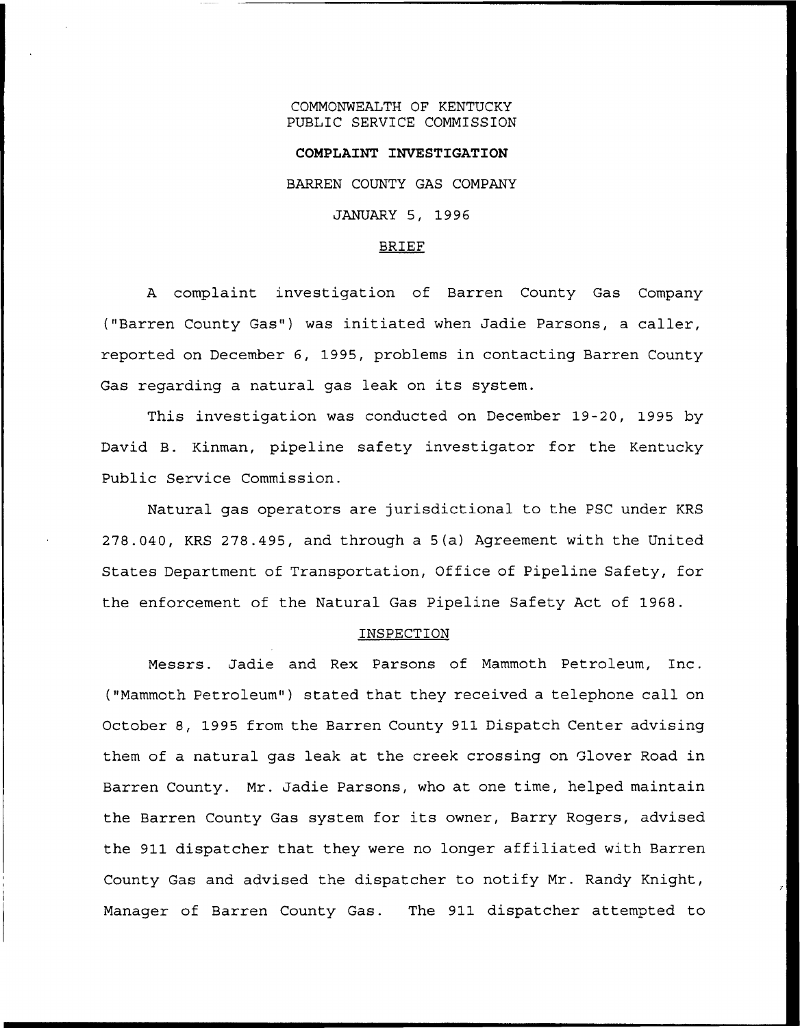COMMONWEALTH OF KENTUCKY
PUBLIC SERVICE COMMISSION

**COMPLAINT INVESTIGATION**

BARREN COUNTY GAS COMPANY

JANUARY 5, 1996

## BRIEF

A complaint investigation of Barren County Gas Company ("Barren County Gas") was initiated when Jadie Parsons, a caller, reported on December 6, 1995, problems in contacting Barren County Gas regarding a natural gas leak on its system.

This investigation was conducted on December 19-20, 1995 by David B. Kinman, pipeline safety investigator for the Kentucky Public Service Commission.

Natural gas operators are jurisdictional to the PSC under KRS 278.040, KRS 278.495, and through a 5(a) Agreement with the United States Department of Transportation, Office of Pipeline Safety, for the enforcement of the Natural Gas Pipeline Safety Act of 1968.

## INSPECTION

Messrs. Jadie and Rex Parsons of Mammoth Petroleum, Inc. ("Mammoth Petroleum") stated that they received a telephone call on October 8, 1995 from the Barren County 911 Dispatch Center advising them of a natural gas leak at the creek crossing on Glover Road in Barren County. Mr. Jadie Parsons, who at one time, helped maintain the Barren County Gas system for its owner, Barry Rogers, advised the 911 dispatcher that they were no longer affiliated with Barren County Gas and advised the dispatcher to notify Mr. Randy Knight, Manager of Barren County Gas. The 911 dispatcher attempted to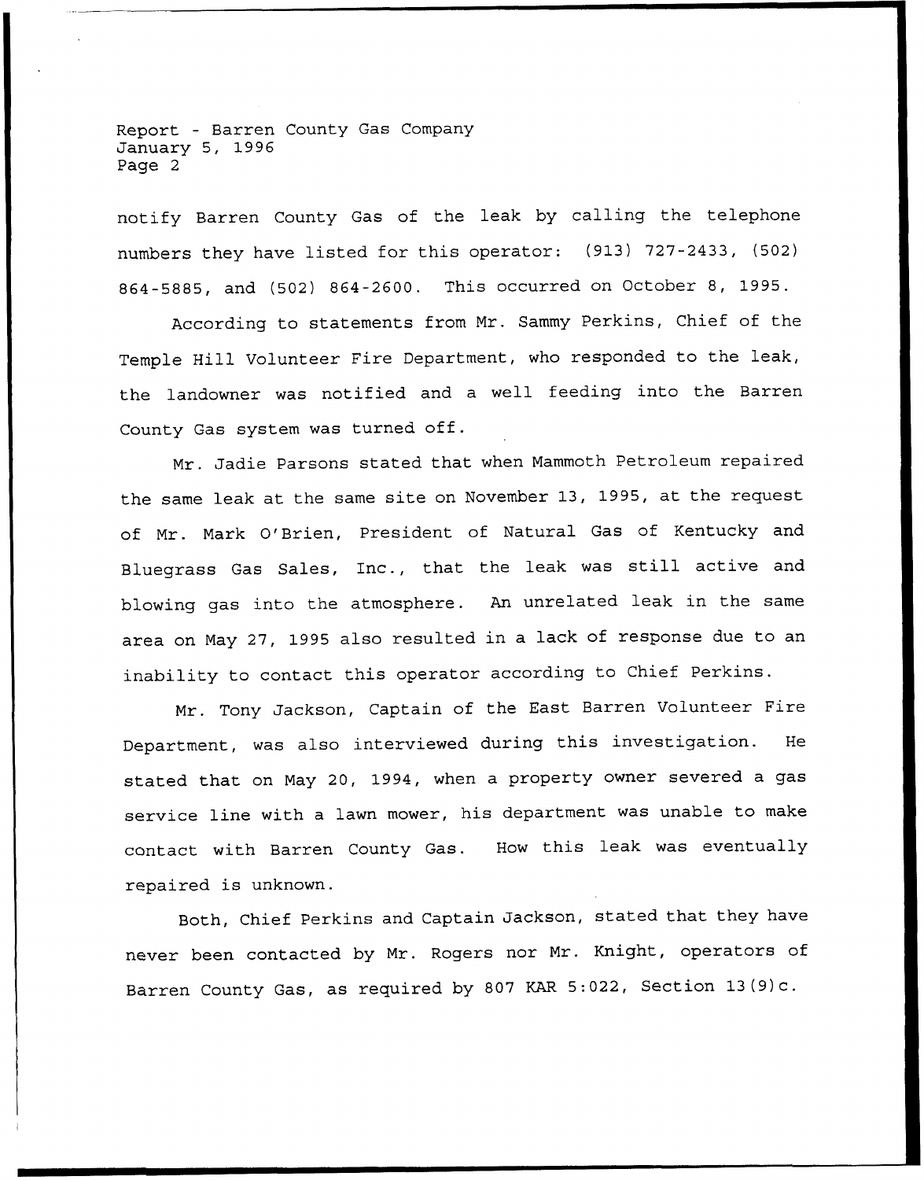notify Barren County Gas of the leak by calling the telephone numbers they have listed for this operator: (913) 727-2433, (502) 864-5885, and (502) 864-2600. This occurred on October 8, 1995.

According to statements from Mr. Sammy Perkins, Chief of the Temple Hill Volunteer Fire Department, who responded to the leak, the landowner was notified and a well feeding into the Barren County Gas system was turned off.

Mr. Jadie Parsons stated that when Mammoth Petroleum repaired the same leak at the same site on November 13, 1995, at the request of Mr. Mark O'Brien, President of Natural Gas of Kentucky and Bluegrass Gas Sales, Inc., that the leak was still active and blowing gas into the atmosphere. An unrelated leak in the same area on May 27, 1995 also resulted in a lack of response due to an inability to contact this operator according to Chief Perkins.

Mr. Tony Jackson, Captain of the East Barren Volunteer Fire Department, was also interviewed during this investigation. He stated that on May 20, 1994, when a property owner severed a gas service line with a lawn mower, his department was unable to make contact with Barren County Gas. How this leak was eventually repaired is unknown.

Both, Chief Perkins and Captain Jackson, stated that they have never been contacted by Mr. Rogers nor Mr. Knight, operators of Barren County Gas, as required by 807 KAR 5:022, Section 13(9)c.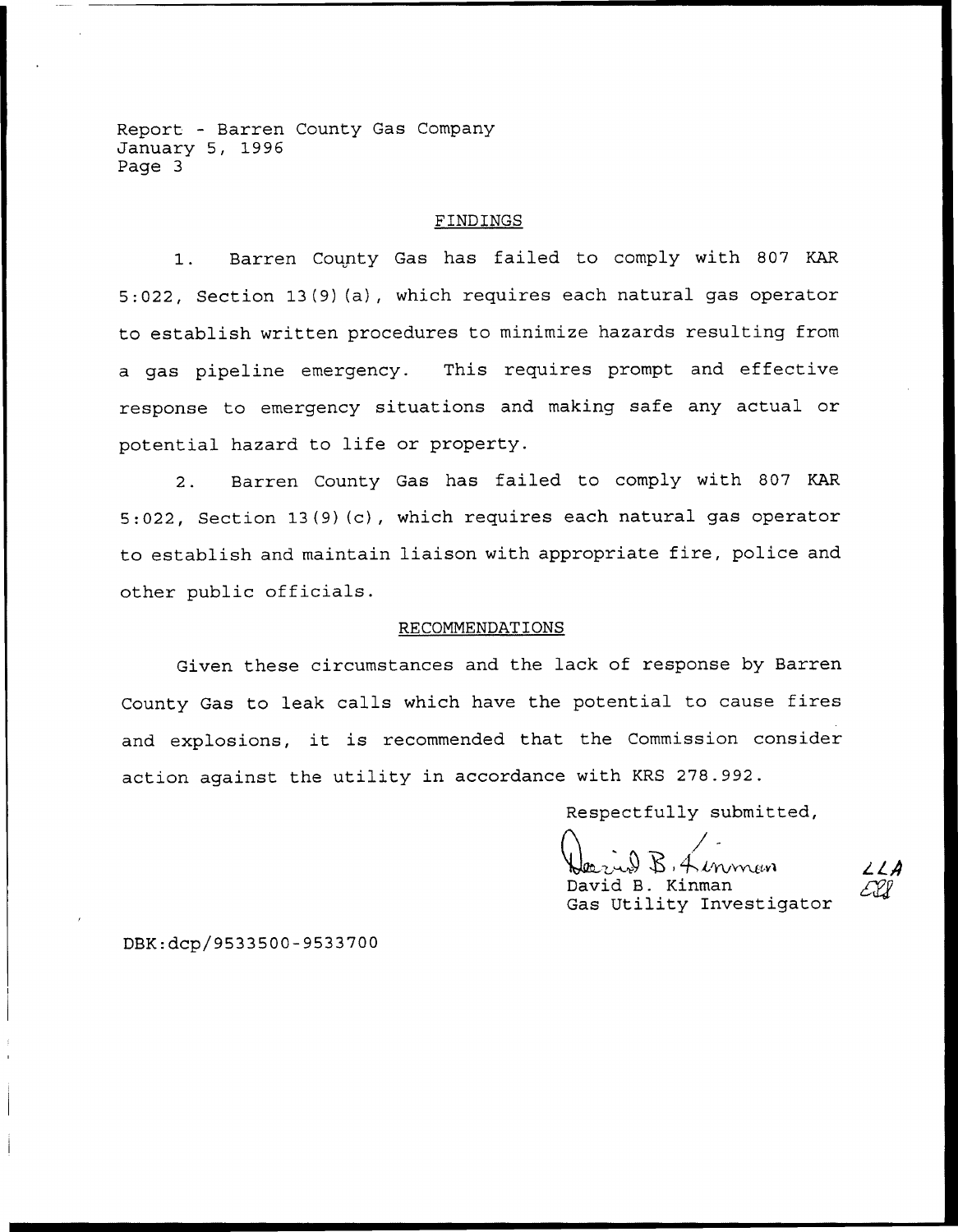## FINDINGS

1. Barren County Gas has failed to comply with 807 KAR 5:022, Section 13(9)(a), which requires each natural gas operator to establish written procedures to minimize hazards resulting from a gas pipeline emergency. This requires prompt and effective response to emergency situations and making safe any actual or potential hazard to life or property.

2. Barren County Gas has failed to comply with 807 KAR 5:022, Section 13(9)(c), which requires each natural gas operator to establish and maintain liaison with appropriate fire, police and other public officials.

## RECOMMENDATIONS

Given these circumstances and the lack of response by Barren County Gas to leak calls which have the potential to cause fires and explosions, it is recommended that the Commission consider action against the utility in accordance with KRS 278.992.

Respectfully submitted,

David B. Kinman
Gas Utility Investigator

DBK:dcp/9533500-9533700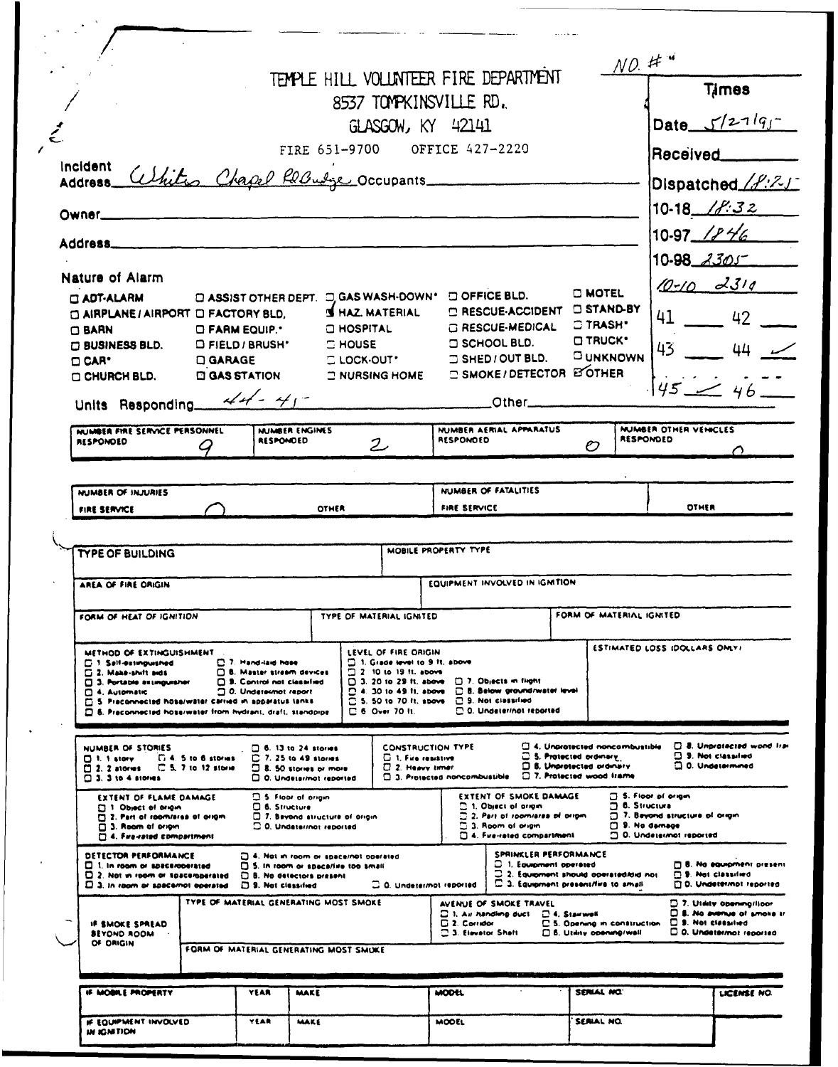NO. #"

# TEMPLE HILL VOLUNTEER FIRE DEPARTMENT

8537 TOMPKINSVILLE RD.

GLASGOW, KY 42141

FIRE 651-9700 OFFICE 427-2220

| Times | |
|---|---|
| Date | 5/27/95 |
| Received | |
| Dispatched | 18:25 |
| 10-18 | 18:32 |
| 10-97 | 1846 |
| 10-98 | 2305 |
| 10-10 | 2310 |
| 41 ___ | 42 ___ |
| 43 ___ | 44 ✓ |
| 45 ✓ | 46 ___ |

Incident Address: Whites Chapel Rd Bridge Occupants ___

Owner ___

Address ___

**Nature of Alarm**

| | | | | |
|---|---|---|---|---|
| ☐ ADT-ALARM | ☐ ASSIST OTHER DEPT. | ☐ GAS WASH-DOWN* | ☐ OFFICE BLD. | ☐ MOTEL |
| ☐ AIRPLANE / AIRPORT | ☐ FACTORY BLD. | ☑ HAZ. MATERIAL | ☐ RESCUE-ACCIDENT | ☐ STAND-BY |
| ☐ BARN | ☐ FARM EQUIP.* | ☐ HOSPITAL | ☐ RESCUE-MEDICAL | ☐ TRASH* |
| ☐ BUSINESS BLD. | ☐ FIELD / BRUSH* | ☐ HOUSE | ☐ SCHOOL BLD. | ☐ TRUCK* |
| ☐ CAR* | ☐ GARAGE | ☐ LOCK-OUT* | ☐ SHED / OUT BLD. | ☐ UNKNOWN |
| ☐ CHURCH BLD. | ☐ GAS STATION | ☐ NURSING HOME | ☐ SMOKE / DETECTOR | ☑ OTHER |

Units Responding 44-45 Other ___

| NUMBER FIRE SERVICE PERSONNEL RESPONDED | NUMBER ENGINES RESPONDED | NUMBER AERIAL APPARATUS RESPONDED | NUMBER OTHER VEHICLES RESPONDED |
|---|---|---|---|
| 9 | 2 | 0 | 0 |

| NUMBER OF INJURIES | | NUMBER OF FATALITIES | |
|---|---|---|---|
| FIRE SERVICE | OTHER | FIRE SERVICE | OTHER |
| 0 | | | |

| TYPE OF BUILDING | MOBILE PROPERTY TYPE |
|---|---|
| | |

| AREA OF FIRE ORIGIN | EQUIPMENT INVOLVED IN IGNITION |
|---|---|
| | |

| FORM OF HEAT OF IGNITION | TYPE OF MATERIAL IGNITED | FORM OF MATERIAL IGNITED |
|---|---|---|
| | | |

**METHOD OF EXTINGUISHMENT**
- ☐ 1. Self-extinguished
- ☐ 2. Make-shift aids
- ☐ 3. Portable extinguisher
- ☐ 4. Automatic
- ☐ 5. Preconnected hose/water carried in apparatus tanks
- ☐ 6. Preconnected hose/water from hydrant, draft, standpipe
- ☐ 7. Hand-laid hose
- ☐ 8. Master stream devices
- ☐ 9. Control not classified
- ☐ 0. Undetermined report

**LEVEL OF FIRE ORIGIN**
- ☐ 1. Grade level to 9 ft. above
- ☐ 2. 10 to 19 ft. above
- ☐ 3. 20 to 29 ft. above
- ☐ 4. 30 to 49 ft. above
- ☐ 5. 50 to 70 ft. above
- ☐ 6. Over 70 ft.
- ☐ 7. Objects in flight
- ☐ 8. Below ground/water level
- ☐ 9. Not classified
- ☐ 0. Undeter/not reported

**ESTIMATED LOSS (DOLLARS ONLY)**

**NUMBER OF STORIES**
- ☐ 1. 1 story
- ☐ 2. 2 stories
- ☐ 3. 3 to 4 stories
- ☐ 4. 5 to 6 stories
- ☐ 5. 7 to 12 stories
- ☐ 6. 13 to 24 stories
- ☐ 7. 25 to 49 stories
- ☐ 8. 50 stories or more
- ☐ 0. Undeter/not reported

**CONSTRUCTION TYPE**
- ☐ 1. Fire resistive
- ☐ 2. Heavy timber
- ☐ 3. Protected noncombustible
- ☐ 4. Unprotected noncombustible
- ☐ 5. Protected ordinary
- ☐ 6. Unprotected ordinary
- ☐ 7. Protected wood frame
- ☐ 8. Unprotected wood frame
- ☐ 9. Not classified
- ☐ 0. Undetermined

**EXTENT OF FLAME DAMAGE**
- ☐ 1. Object of origin
- ☐ 2. Part of room/area of origin
- ☐ 3. Room of origin
- ☐ 4. Fire-rated compartment
- ☐ 5. Floor of origin
- ☐ 6. Structure
- ☐ 7. Beyond structure of origin
- ☐ 0. Undeter/not reported

**EXTENT OF SMOKE DAMAGE**
- ☐ 1. Object of origin
- ☐ 2. Part of room/area of origin
- ☐ 3. Room of origin
- ☐ 4. Fire-rated compartment
- ☐ 5. Floor of origin
- ☐ 6. Structure
- ☐ 7. Beyond structure of origin
- ☐ 9. No damage
- ☐ 0. Undeter/not reported

**DETECTOR PERFORMANCE**
- ☐ 1. In room or space/operated
- ☐ 2. Not in room or space/operated
- ☐ 3. In room or space/not operated
- ☐ 4. Not in room or space/not operated
- ☐ 5. In room or space/fire too small
- ☐ 8. No detectors present
- ☐ 9. Not classified
- ☐ 0. Undeter/not reported

**SPRINKLER PERFORMANCE**
- ☐ 1. Equipment operated
- ☐ 2. Equipment should operated/did not
- ☐ 3. Equipment present/fire to small
- ☐ 8. No equipment present
- ☐ 9. Not classified
- ☐ 0. Undeter/not reported

**IF SMOKE SPREAD BEYOND ROOM OF ORIGIN**

TYPE OF MATERIAL GENERATING MOST SMOKE ___

FORM OF MATERIAL GENERATING MOST SMOKE ___

**AVENUE OF SMOKE TRAVEL**
- ☐ 1. Air handling duct
- ☐ 2. Corridor
- ☐ 3. Elevator Shaft
- ☐ 4. Stairwell
- ☐ 5. Opening in construction
- ☐ 6. Utility opening/wall
- ☐ 7. Utility opening/floor
- ☐ 8. No avenue of smoke tr
- ☐ 9. Not classified
- ☐ 0. Undeter/not reported

| IF MOBILE PROPERTY | YEAR | MAKE | MODEL | SERIAL NO. | LICENSE NO. |
|---|---|---|---|---|---|
| | | | | | |

| IF EQUIPMENT INVOLVED IN IGNITION | YEAR | MAKE | MODEL | SERIAL NO. |
|---|---|---|---|---|
| | | | | |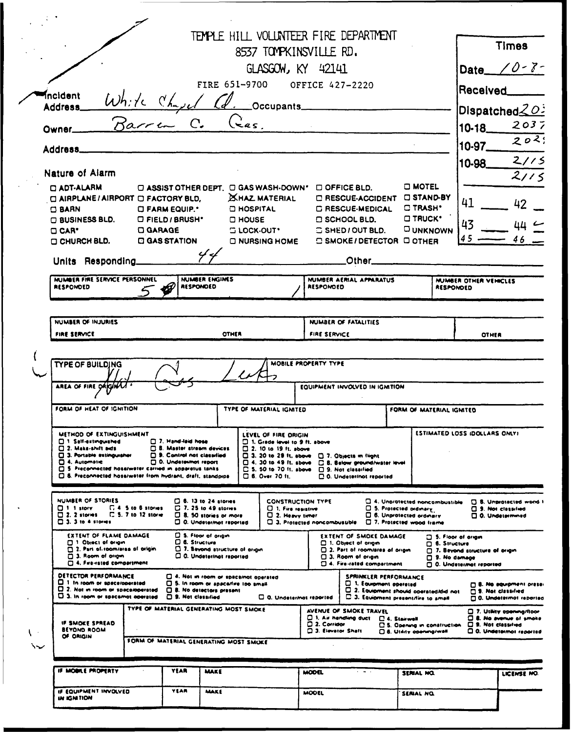# TEMPLE HILL VOLUNTEER FIRE DEPARTMENT

8537 TOMPKINSVILLE RD.

GLASGOW, KY 42141

FIRE 651-9700 OFFICE 427-2220

| Times | |
|---|---|
| Date | 10-8- |
| Received | |
| Dispatched | 20: |
| 10-18 | 2037 |
| 10-97 | 202: |
| 10-98 | 2115 |
| | 2115 |
| 41 | 42 |
| 43 | 44 |
| 45 | 46 |

Incident Address: White Chapel Rd. Occupants \_\_\_\_

Owner: Barren C. Gas.

Address \_\_\_\_

**Nature of Alarm**

- ☐ ADT-ALARM
- ☐ AIRPLANE/AIRPORT
- ☐ BARN
- ☐ BUSINESS BLD.
- ☐ CAR*
- ☐ CHURCH BLD.
- ☐ ASSIST OTHER DEPT.
- ☐ FACTORY BLD.
- ☐ FARM EQUIP.*
- ☐ FIELD/BRUSH*
- ☐ GARAGE
- ☐ GAS STATION
- ☐ GAS WASH-DOWN*
- ☒ HAZ. MATERIAL
- ☐ HOSPITAL
- ☐ HOUSE
- ☐ LOCK-OUT*
- ☐ NURSING HOME
- ☐ OFFICE BLD.
- ☐ RESCUE-ACCIDENT
- ☐ RESCUE-MEDICAL
- ☐ SCHOOL BLD.
- ☐ SHED/OUT BLD.
- ☐ SMOKE/DETECTOR
- ☐ MOTEL
- ☐ STAND-BY
- ☐ TRASH*
- ☐ TRUCK*
- ☐ UNKNOWN
- ☐ OTHER

Units Responding: 44 Other \_\_\_\_

| NUMBER FIRE SERVICE PERSONNEL RESPONDED | NUMBER ENGINES RESPONDED | NUMBER AERIAL APPARATUS RESPONDED | NUMBER OTHER VEHICLES RESPONDED |
|---|---|---|---|
| 5 | 1 | | |

| NUMBER OF INJURIES | | NUMBER OF FATALITIES | |
|---|---|---|---|
| FIRE SERVICE | OTHER | FIRE SERVICE | OTHER |
| | | | |

| TYPE OF BUILDING: Nat. Gas Leak | MOBILE PROPERTY TYPE |
|---|---|
| AREA OF FIRE ORIGIN | EQUIPMENT INVOLVED IN IGNITION |

| FORM OF HEAT OF IGNITION | TYPE OF MATERIAL IGNITED | FORM OF MATERIAL IGNITED |
|---|---|---|
| | | |

**METHOD OF EXTINGUISHMENT**
- ☐ 1. Self-extinguished
- ☐ 2. Make-shift aids
- ☐ 3. Portable extinguisher
- ☐ 4. Automatic
- ☐ 5. Preconnected hose/water carried in apparatus tanks
- ☐ 6. Preconnected hose/water from hydrant, draft, standpipe
- ☐ 7. Hand-laid hose
- ☐ 8. Master stream devices
- ☐ 9. Control not classified
- ☐ 0. Undeter/not report

**LEVEL OF FIRE ORIGIN**
- ☐ 1. Grade level to 9 ft. above
- ☐ 2. 10 to 19 ft. above
- ☐ 3. 20 to 29 ft. above
- ☐ 4. 30 to 49 ft. above
- ☐ 5. 50 to 70 ft. above
- ☐ 6. Over 70 ft.
- ☐ 7. Objects in flight
- ☐ 8. Below ground/water level
- ☐ 9. Not classified
- ☐ 0. Undeter/not reported

**ESTIMATED LOSS (DOLLARS ONLY)**

**NUMBER OF STORIES**
- ☐ 1. 1 story
- ☐ 2. 2 stories
- ☐ 3. 3 to 4 stories
- ☐ 4. 5 to 6 stories
- ☐ 5. 7 to 12 stories
- ☐ 6. 13 to 24 stories
- ☐ 7. 25 to 49 stories
- ☐ 8. 50 stories or more
- ☐ 0. Undeter/not reported

**CONSTRUCTION TYPE**
- ☐ 1. Fire resistive
- ☐ 2. Heavy timer
- ☐ 3. Protected noncombustible
- ☐ 4. Unprotected noncombustible
- ☐ 5. Protected ordinary
- ☐ 6. Unprotected ordinary
- ☐ 7. Protected wood frame
- ☐ 8. Unprotected wood f
- ☐ 9. Not classified
- ☐ 0. Undetermined

**EXTENT OF FLAME DAMAGE**
- ☐ 1. Object of origin
- ☐ 2. Part of room/area of origin
- ☐ 3. Room of origin
- ☐ 4. Fire-rated compartment
- ☐ 5. Floor of origin
- ☐ 6. Structure
- ☐ 7. Beyond structure of origin
- ☐ 0. Undeter/not reported

**EXTENT OF SMOKE DAMAGE**
- ☐ 1. Object of origin
- ☐ 2. Part of room/area of origin
- ☐ 3. Room of origin
- ☐ 4. Fire-rated compartment
- ☐ 5. Floor of origin
- ☐ 6. Structure
- ☐ 7. Beyond structure of origin
- ☐ 9. No damage
- ☐ 0. Undeter/not reported

**DETECTOR PERFORMANCE**
- ☐ 1. In room or space/operated
- ☐ 2. Not in room or space/operated
- ☐ 3. In room or space/not operated
- ☐ 4. Not in room or space/not operated
- ☐ 5. In room or space/fire too small
- ☐ 8. No detectors present
- ☐ 9. Not classified
- ☐ 0. Undeter/not reported

**SPRINKLER PERFORMANCE**
- ☐ 1. Equipment operated
- ☐ 2. Equipment should operated/did not
- ☐ 3. Equipment present/fire to small
- ☐ 8. No equipment prese
- ☐ 9. Not classified
- ☐ 0. Undeter/not reported

**IF SMOKE SPREAD BEYOND ROOM OF ORIGIN**

TYPE OF MATERIAL GENERATING MOST SMOKE

FORM OF MATERIAL GENERATING MOST SMOKE

**AVENUE OF SMOKE TRAVEL**
- ☐ 1. Air handling duct
- ☐ 2. Corridor
- ☐ 3. Elevator Shaft
- ☐ 4. Stairwell
- ☐ 5. Opening in construction
- ☐ 6. Utility opening/wall
- ☐ 7. Utility opening/floor
- ☐ 8. No avenue of smoke
- ☐ 9. Not classified
- ☐ 0. Undeter/not reported

| | YEAR | MAKE | MODEL | SERIAL NO. | LICENSE NO. |
|---|---|---|---|---|---|
| IF MOBILE PROPERTY | | | | | |
| IF EQUIPMENT INVOLVED IN IGNITION | | | | | |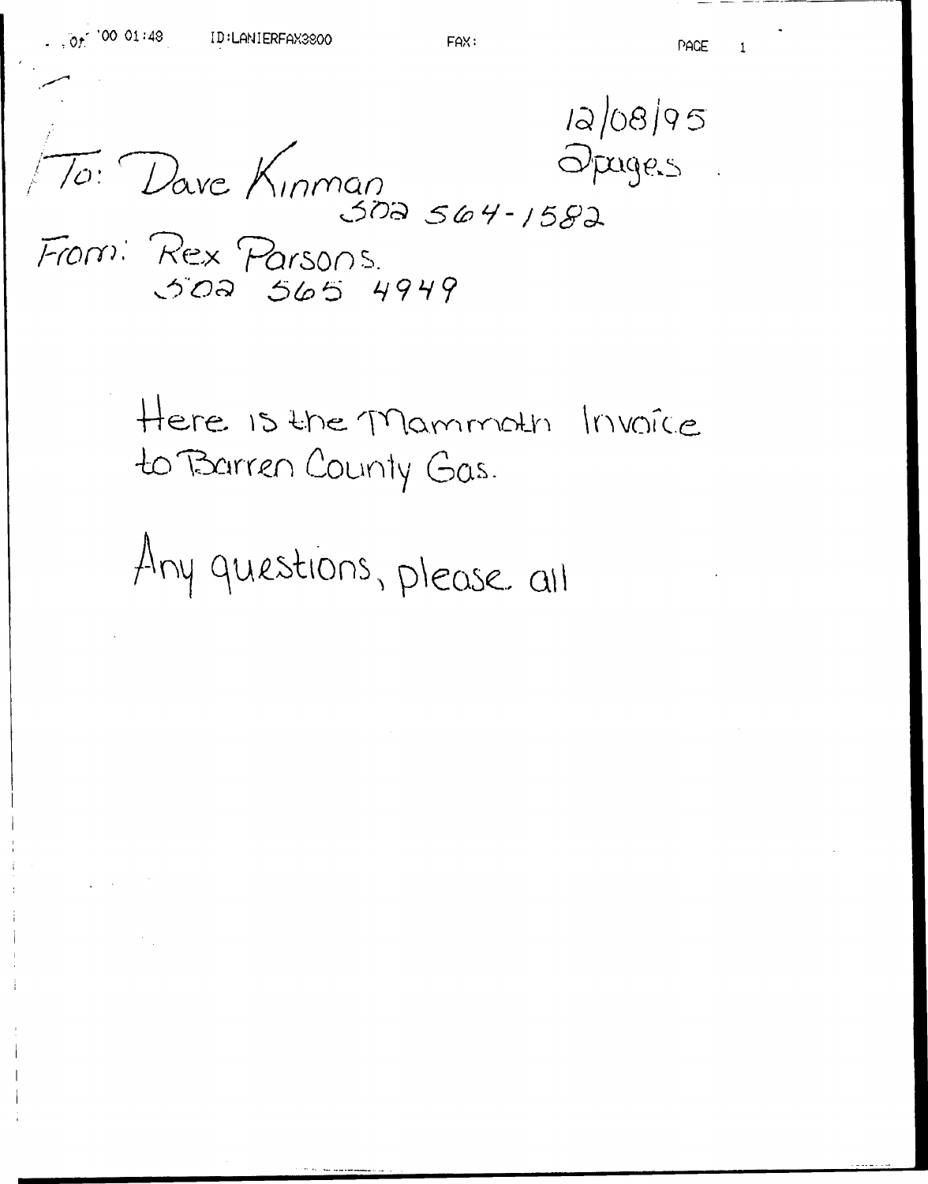12/08/95
2 pages

To: Dave Kinman
502 564-1582

From: Rex Parsons.
502 565 4949

Here is the Mammoth Invoice to Barren County Gas.

Any questions, please call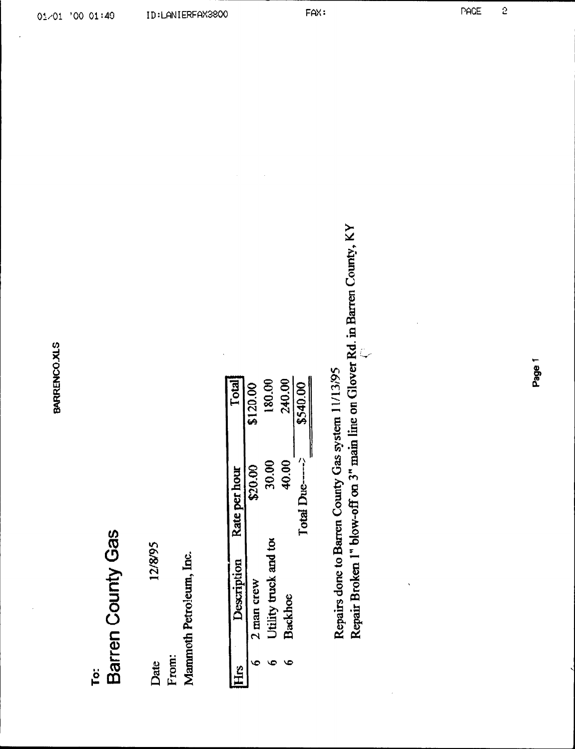To:

# Barren County Gas

Date 12/8/95

From:

Mammoth Petroleum, Inc.

| Hrs | Description | Rate per hour | Total |
|---|---|---|---|
| 6 | 2 man crew | $20.00 | $120.00 |
| 6 | Utility truck and to | 30.00 | 180.00 |
| 6 | Backhoe | 40.00 | 240.00 |
| | | Total Due-----> | $540.00 |

Repairs done to Barren County Gas system 11/13/95

Repair Broken 1" blow-off on 3" main line on Glover Rd. in Barren County, KY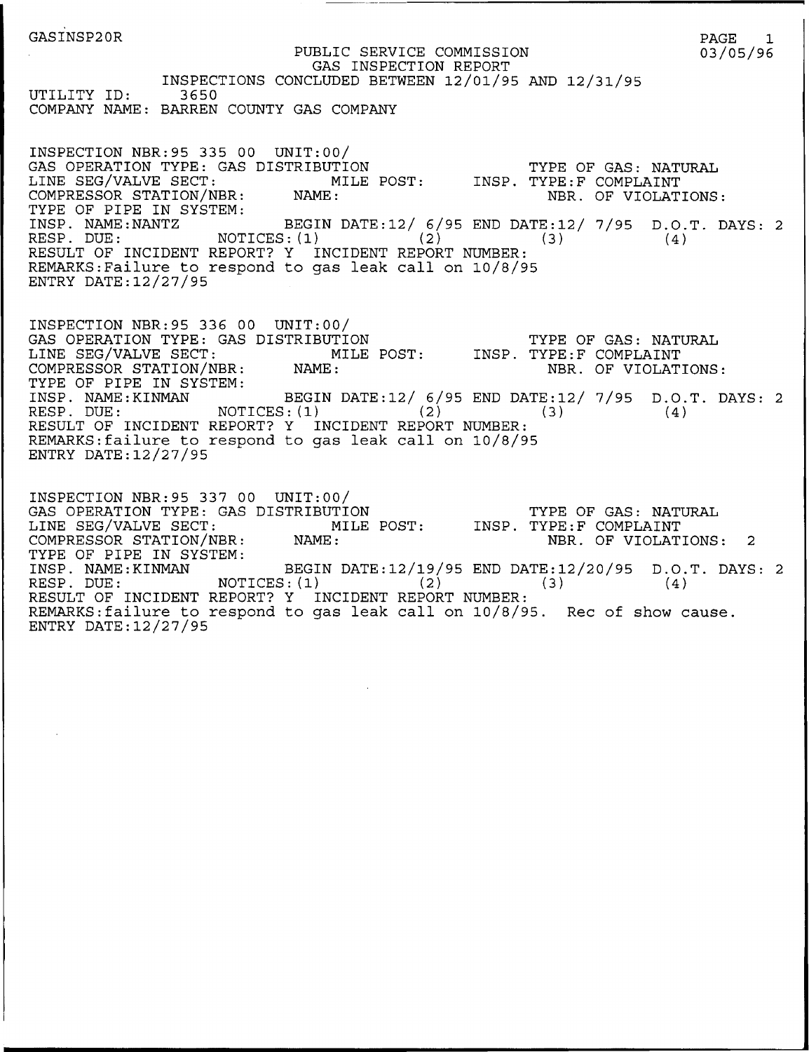GASINSP20R

PUBLIC SERVICE COMMISSION
GAS INSPECTION REPORT
INSPECTIONS CONCLUDED BETWEEN 12/01/95 AND 12/31/95

PAGE 1
03/05/96

UTILITY ID: 3650
COMPANY NAME: BARREN COUNTY GAS COMPANY

```
INSPECTION NBR:95 335 00  UNIT:00/
GAS OPERATION TYPE: GAS DISTRIBUTION                         TYPE OF GAS: NATURAL
LINE SEG/VALVE SECT:              MILE POST:     INSP. TYPE:F COMPLAINT
COMPRESSOR STATION/NBR:      NAME:                             NBR. OF VIOLATIONS:
TYPE OF PIPE IN SYSTEM:
INSP. NAME:NANTZ             BEGIN DATE:12/ 6/95 END DATE:12/ 7/95  D.O.T. DAYS: 2
RESP. DUE:            NOTICES:(1)           (2)            (3)            (4)
RESULT OF INCIDENT REPORT? Y  INCIDENT REPORT NUMBER:
REMARKS:Failure to respond to gas leak call on 10/8/95
ENTRY DATE:12/27/95
```

```
INSPECTION NBR:95 336 00  UNIT:00/
GAS OPERATION TYPE: GAS DISTRIBUTION                         TYPE OF GAS: NATURAL
LINE SEG/VALVE SECT:              MILE POST:     INSP. TYPE:F COMPLAINT
COMPRESSOR STATION/NBR:      NAME:                             NBR. OF VIOLATIONS:
TYPE OF PIPE IN SYSTEM:
INSP. NAME:KINMAN            BEGIN DATE:12/ 6/95 END DATE:12/ 7/95  D.O.T. DAYS: 2
RESP. DUE:            NOTICES:(1)           (2)            (3)            (4)
RESULT OF INCIDENT REPORT? Y  INCIDENT REPORT NUMBER:
REMARKS:failure to respond to gas leak call on 10/8/95
ENTRY DATE:12/27/95
```

```
INSPECTION NBR:95 337 00  UNIT:00/
GAS OPERATION TYPE: GAS DISTRIBUTION                         TYPE OF GAS: NATURAL
LINE SEG/VALVE SECT:              MILE POST:     INSP. TYPE:F COMPLAINT
COMPRESSOR STATION/NBR:      NAME:                             NBR. OF VIOLATIONS:  2
TYPE OF PIPE IN SYSTEM:
INSP. NAME:KINMAN            BEGIN DATE:12/19/95 END DATE:12/20/95  D.O.T. DAYS: 2
RESP. DUE:            NOTICES:(1)           (2)            (3)            (4)
RESULT OF INCIDENT REPORT? Y  INCIDENT REPORT NUMBER:
REMARKS:failure to respond to gas leak call on 10/8/95.  Rec of show cause.
ENTRY DATE:12/27/95
```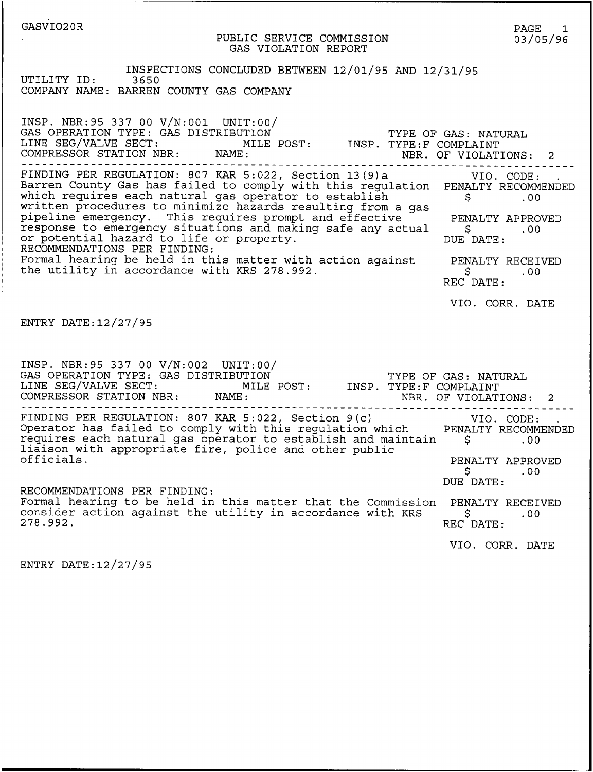GASVIO20R

**PUBLIC SERVICE COMMISSION**
**GAS VIOLATION REPORT**

PAGE 1
03/05/96

INSPECTIONS CONCLUDED BETWEEN 12/01/95 AND 12/31/95

UTILITY ID: 3650
COMPANY NAME: BARREN COUNTY GAS COMPANY

---

INSP. NBR:95 337 00 V/N:001 UNIT:00/
GAS OPERATION TYPE: GAS DISTRIBUTION — TYPE OF GAS: NATURAL
LINE SEG/VALVE SECT: — MILE POST: — INSP. TYPE:F COMPLAINT
COMPRESSOR STATION NBR: — NAME: — NBR. OF VIOLATIONS: 2

FINDING PER REGULATION: 807 KAR 5:022, Section 13(9)a
Barren County Gas has failed to comply with this regulation which requires each natural gas operator to establish written procedures to minimize hazards resulting from a gas pipeline emergency. This requires prompt and effective response to emergency situations and making safe any actual or potential hazard to life or property.

RECOMMENDATIONS PER FINDING:
Formal hearing be held in this matter with action against the utility in accordance with KRS 278.992.

VIO. CODE: .
PENALTY RECOMMENDED $ .00
PENALTY APPROVED $ .00
DUE DATE:
PENALTY RECEIVED $ .00
REC DATE:
VIO. CORR. DATE

ENTRY DATE:12/27/95

---

INSP. NBR:95 337 00 V/N:002 UNIT:00/
GAS OPERATION TYPE: GAS DISTRIBUTION — TYPE OF GAS: NATURAL
LINE SEG/VALVE SECT: — MILE POST: — INSP. TYPE:F COMPLAINT
COMPRESSOR STATION NBR: — NAME: — NBR. OF VIOLATIONS: 2

FINDING PER REGULATION: 807 KAR 5:022, Section 9(c)
Operator has failed to comply with this regulation which requires each natural gas operator to establish and maintain liaison with appropriate fire, police and other public officials.

RECOMMENDATIONS PER FINDING:
Formal hearing to be held in this matter that the Commission consider action against the utility in accordance with KRS 278.992.

VIO. CODE: .
PENALTY RECOMMENDED $ .00
PENALTY APPROVED $ .00
DUE DATE:
PENALTY RECEIVED $ .00
REC DATE:
VIO. CORR. DATE

ENTRY DATE:12/27/95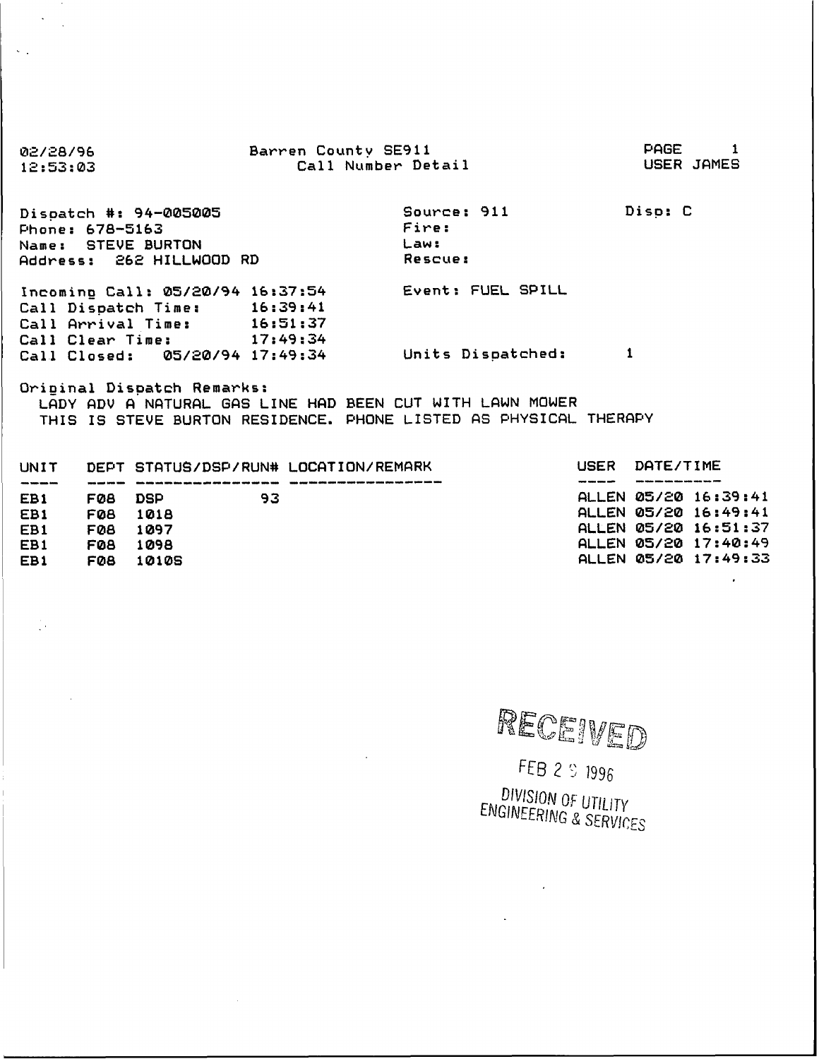02/28/96
12:53:03

Barren County SE911
Call Number Detail

PAGE 1
USER JAMES

Dispatch #: 94-005005
Phone: 678-5163
Name: STEVE BURTON
Address: 262 HILLWOOD RD

Source: 911
Fire:
Law:
Rescue:

Disp: C

Incoming Call: 05/20/94 16:37:54
Call Dispatch Time: 16:39:41
Call Arrival Time: 16:51:37
Call Clear Time: 17:49:34
Call Closed: 05/20/94 17:49:34

Event: FUEL SPILL

Units Dispatched: 1

Original Dispatch Remarks:
LADY ADV A NATURAL GAS LINE HAD BEEN CUT WITH LAWN MOWER
THIS IS STEVE BURTON RESIDENCE. PHONE LISTED AS PHYSICAL THERAPY

| UNIT | DEPT | STATUS/DSP/RUN# | | LOCATION/REMARK | USER | DATE/TIME |
|---|---|---|---|---|---|---|
| EB1 | F08 | DSP | 93 | | ALLEN | 05/20 16:39:41 |
| EB1 | F08 | 1018 | | | ALLEN | 05/20 16:49:41 |
| EB1 | F08 | 1097 | | | ALLEN | 05/20 16:51:37 |
| EB1 | F08 | 1098 | | | ALLEN | 05/20 17:40:49 |
| EB1 | F08 | 1010S | | | ALLEN | 05/20 17:49:33 |

RECEIVED
FEB 29 1996
DIVISION OF UTILITY
ENGINEERING & SERVICES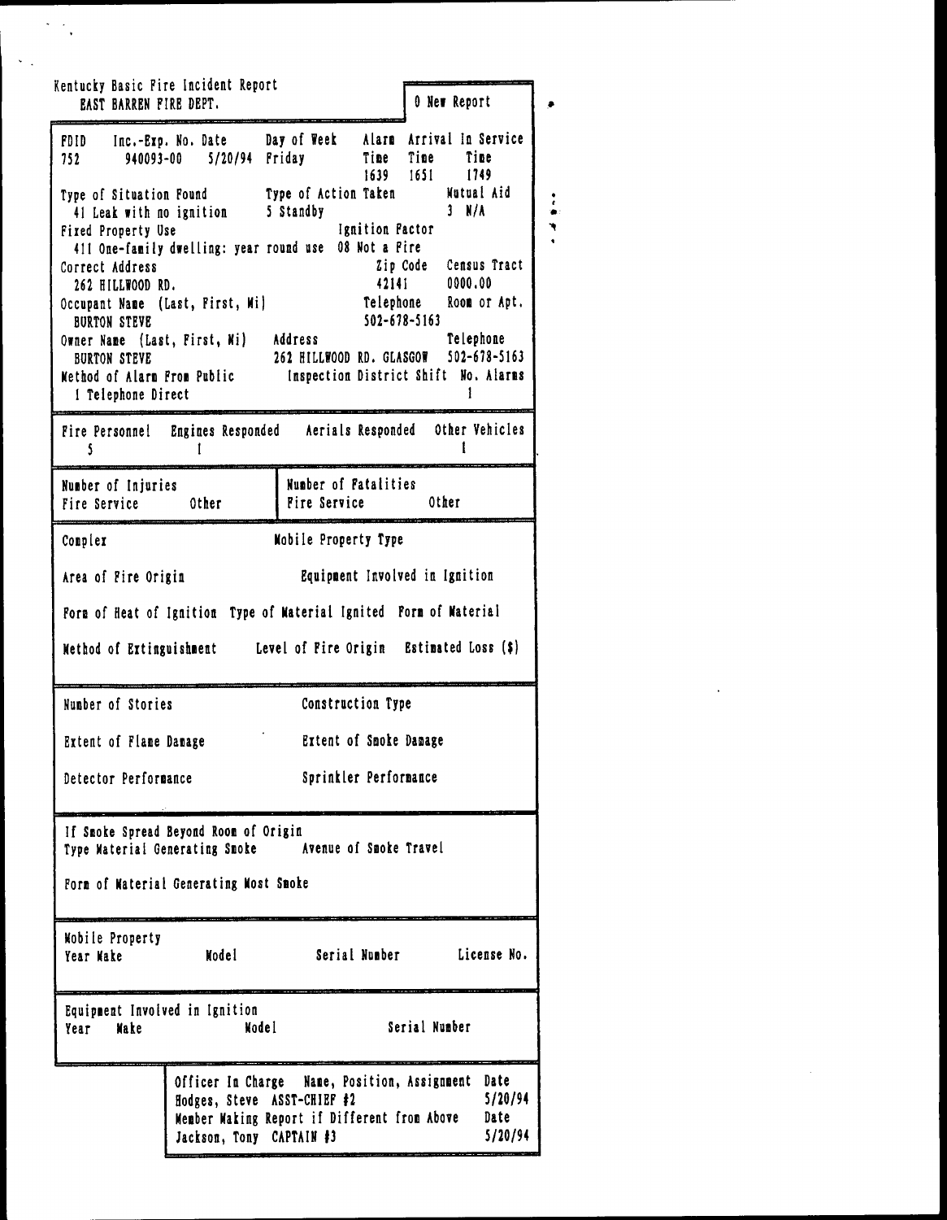Kentucky Basic Fire Incident Report
EAST BARREN FIRE DEPT.

0 New Report

| FDID | Inc.-Exp. No. | Date | Day of Week | Alarm Time | Arrival Time | In Service Time |
|---|---|---|---|---|---|---|
| 752 | 940093-00 | 5/20/94 | Friday | 1639 | 1651 | 1749 |

Type of Situation Found: 41 Leak with no ignition
Type of Action Taken: 5 Standby
Mutual Aid: 3 N/A

Fixed Property Use: 411 One-family dwelling: year round use
Ignition Factor: 08 Not a Fire

Correct Address: 262 HILLWOOD RD.
Zip Code: 42141
Census Tract: 0000.00

Occupant Name (Last, First, Mi): BURTON STEVE
Telephone: 502-678-5163
Room or Apt.

Owner Name (Last, First, Mi): BURTON STEVE
Address: 262 HILLWOOD RD. GLASGOW
Telephone: 502-678-5163

Method of Alarm From Public: 1 Telephone Direct
Inspection District Shift
No. Alarms: 1

| Fire Personnel | Engines Responded | Aerials Responded | Other Vehicles |
|---|---|---|---|
| 5 | 1 | | 1 |

| Number of Injuries | | Number of Fatalities | |
|---|---|---|---|
| Fire Service | Other | Fire Service | Other |

Complex — Mobile Property Type

Area of Fire Origin — Equipment Involved in Ignition

Form of Heat of Ignition — Type of Material Ignited — Form of Material

Method of Extinguishment — Level of Fire Origin — Estimated Loss ($)

Number of Stories — Construction Type

Extent of Flame Damage — Extent of Smoke Damage

Detector Performance — Sprinkler Performance

If Smoke Spread Beyond Room of Origin
Type Material Generating Smoke — Avenue of Smoke Travel

Form of Material Generating Most Smoke

Mobile Property
Year Make — Model — Serial Number — License No.

Equipment Involved in Ignition
Year Make — Model — Serial Number

Officer In Charge Name, Position, Assignment: Hodges, Steve ASST-CHIEF #2 — Date: 5/20/94

Member Making Report if Different from Above: Jackson, Tony CAPTAIN #3 — Date: 5/20/94